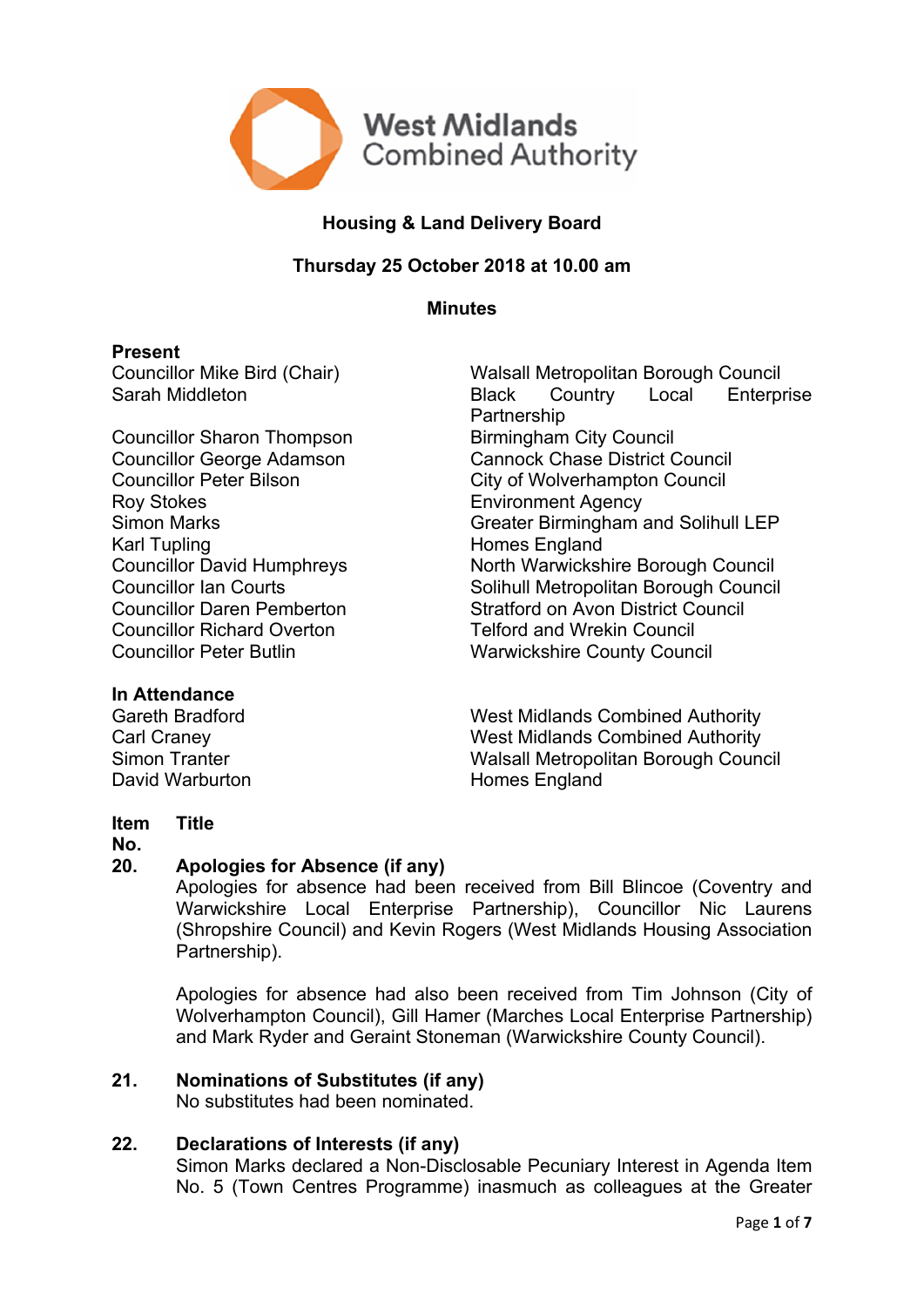West Midlands Combined Authority

# Housing & Land Delivery Board

## Thursday 25 October 2018 at 10.00 am

## Minutes

**Present**

| | |
|---|---|
| Councillor Mike Bird (Chair) | Walsall Metropolitan Borough Council |
| Sarah Middleton | Black Country Local Enterprise Partnership |
| Councillor Sharon Thompson | Birmingham City Council |
| Councillor George Adamson | Cannock Chase District Council |
| Councillor Peter Bilson | City of Wolverhampton Council |
| Roy Stokes | Environment Agency |
| Simon Marks | Greater Birmingham and Solihull LEP |
| Karl Tupling | Homes England |
| Councillor David Humphreys | North Warwickshire Borough Council |
| Councillor Ian Courts | Solihull Metropolitan Borough Council |
| Councillor Daren Pemberton | Stratford on Avon District Council |
| Councillor Richard Overton | Telford and Wrekin Council |
| Councillor Peter Butlin | Warwickshire County Council |

**In Attendance**

| | |
|---|---|
| Gareth Bradford | West Midlands Combined Authority |
| Carl Craney | West Midlands Combined Authority |
| Simon Tranter | Walsall Metropolitan Borough Council |
| David Warburton | Homes England |

**Item No.** **Title**

**20. Apologies for Absence (if any)**

Apologies for absence had been received from Bill Blincoe (Coventry and Warwickshire Local Enterprise Partnership), Councillor Nic Laurens (Shropshire Council) and Kevin Rogers (West Midlands Housing Association Partnership).

Apologies for absence had also been received from Tim Johnson (City of Wolverhampton Council), Gill Hamer (Marches Local Enterprise Partnership) and Mark Ryder and Geraint Stoneman (Warwickshire County Council).

**21. Nominations of Substitutes (if any)**

No substitutes had been nominated.

**22. Declarations of Interests (if any)**

Simon Marks declared a Non-Disclosable Pecuniary Interest in Agenda Item No. 5 (Town Centres Programme) inasmuch as colleagues at the Greater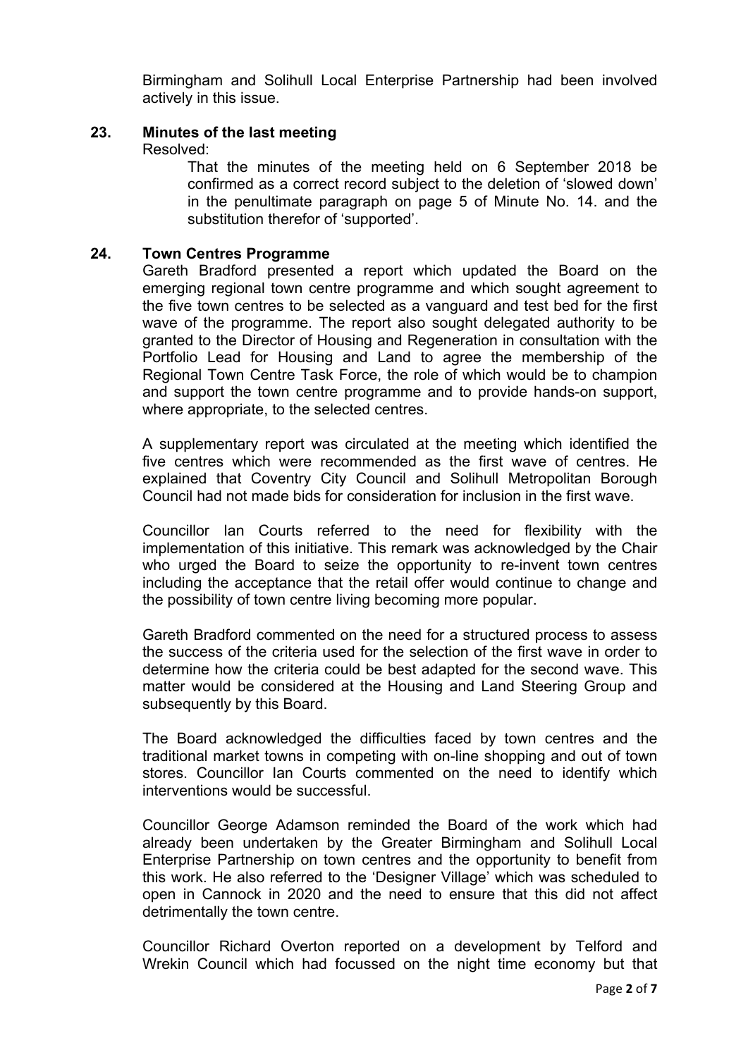Birmingham and Solihull Local Enterprise Partnership had been involved actively in this issue.

### 23. Minutes of the last meeting

Resolved:

> That the minutes of the meeting held on 6 September 2018 be confirmed as a correct record subject to the deletion of 'slowed down' in the penultimate paragraph on page 5 of Minute No. 14. and the substitution therefor of 'supported'.

### 24. Town Centres Programme

Gareth Bradford presented a report which updated the Board on the emerging regional town centre programme and which sought agreement to the five town centres to be selected as a vanguard and test bed for the first wave of the programme. The report also sought delegated authority to be granted to the Director of Housing and Regeneration in consultation with the Portfolio Lead for Housing and Land to agree the membership of the Regional Town Centre Task Force, the role of which would be to champion and support the town centre programme and to provide hands-on support, where appropriate, to the selected centres.

A supplementary report was circulated at the meeting which identified the five centres which were recommended as the first wave of centres. He explained that Coventry City Council and Solihull Metropolitan Borough Council had not made bids for consideration for inclusion in the first wave.

Councillor Ian Courts referred to the need for flexibility with the implementation of this initiative. This remark was acknowledged by the Chair who urged the Board to seize the opportunity to re-invent town centres including the acceptance that the retail offer would continue to change and the possibility of town centre living becoming more popular.

Gareth Bradford commented on the need for a structured process to assess the success of the criteria used for the selection of the first wave in order to determine how the criteria could be best adapted for the second wave. This matter would be considered at the Housing and Land Steering Group and subsequently by this Board.

The Board acknowledged the difficulties faced by town centres and the traditional market towns in competing with on-line shopping and out of town stores. Councillor Ian Courts commented on the need to identify which interventions would be successful.

Councillor George Adamson reminded the Board of the work which had already been undertaken by the Greater Birmingham and Solihull Local Enterprise Partnership on town centres and the opportunity to benefit from this work. He also referred to the 'Designer Village' which was scheduled to open in Cannock in 2020 and the need to ensure that this did not affect detrimentally the town centre.

Councillor Richard Overton reported on a development by Telford and Wrekin Council which had focussed on the night time economy but that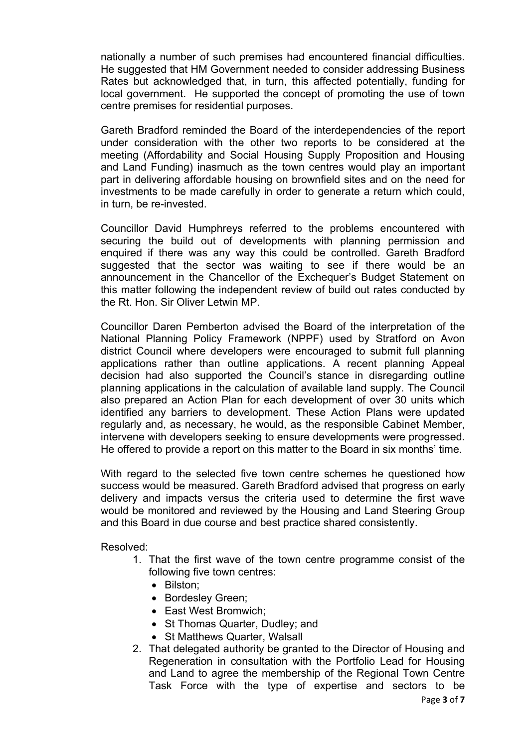nationally a number of such premises had encountered financial difficulties. He suggested that HM Government needed to consider addressing Business Rates but acknowledged that, in turn, this affected potentially, funding for local government. He supported the concept of promoting the use of town centre premises for residential purposes.

Gareth Bradford reminded the Board of the interdependencies of the report under consideration with the other two reports to be considered at the meeting (Affordability and Social Housing Supply Proposition and Housing and Land Funding) inasmuch as the town centres would play an important part in delivering affordable housing on brownfield sites and on the need for investments to be made carefully in order to generate a return which could, in turn, be re-invested.

Councillor David Humphreys referred to the problems encountered with securing the build out of developments with planning permission and enquired if there was any way this could be controlled. Gareth Bradford suggested that the sector was waiting to see if there would be an announcement in the Chancellor of the Exchequer's Budget Statement on this matter following the independent review of build out rates conducted by the Rt. Hon. Sir Oliver Letwin MP.

Councillor Daren Pemberton advised the Board of the interpretation of the National Planning Policy Framework (NPPF) used by Stratford on Avon district Council where developers were encouraged to submit full planning applications rather than outline applications. A recent planning Appeal decision had also supported the Council's stance in disregarding outline planning applications in the calculation of available land supply. The Council also prepared an Action Plan for each development of over 30 units which identified any barriers to development. These Action Plans were updated regularly and, as necessary, he would, as the responsible Cabinet Member, intervene with developers seeking to ensure developments were progressed. He offered to provide a report on this matter to the Board in six months' time.

With regard to the selected five town centre schemes he questioned how success would be measured. Gareth Bradford advised that progress on early delivery and impacts versus the criteria used to determine the first wave would be monitored and reviewed by the Housing and Land Steering Group and this Board in due course and best practice shared consistently.

Resolved:

1. That the first wave of the town centre programme consist of the following five town centres:
   - Bilston;
   - Bordesley Green;
   - East West Bromwich;
   - St Thomas Quarter, Dudley; and
   - St Matthews Quarter, Walsall
2. That delegated authority be granted to the Director of Housing and Regeneration in consultation with the Portfolio Lead for Housing and Land to agree the membership of the Regional Town Centre Task Force with the type of expertise and sectors to be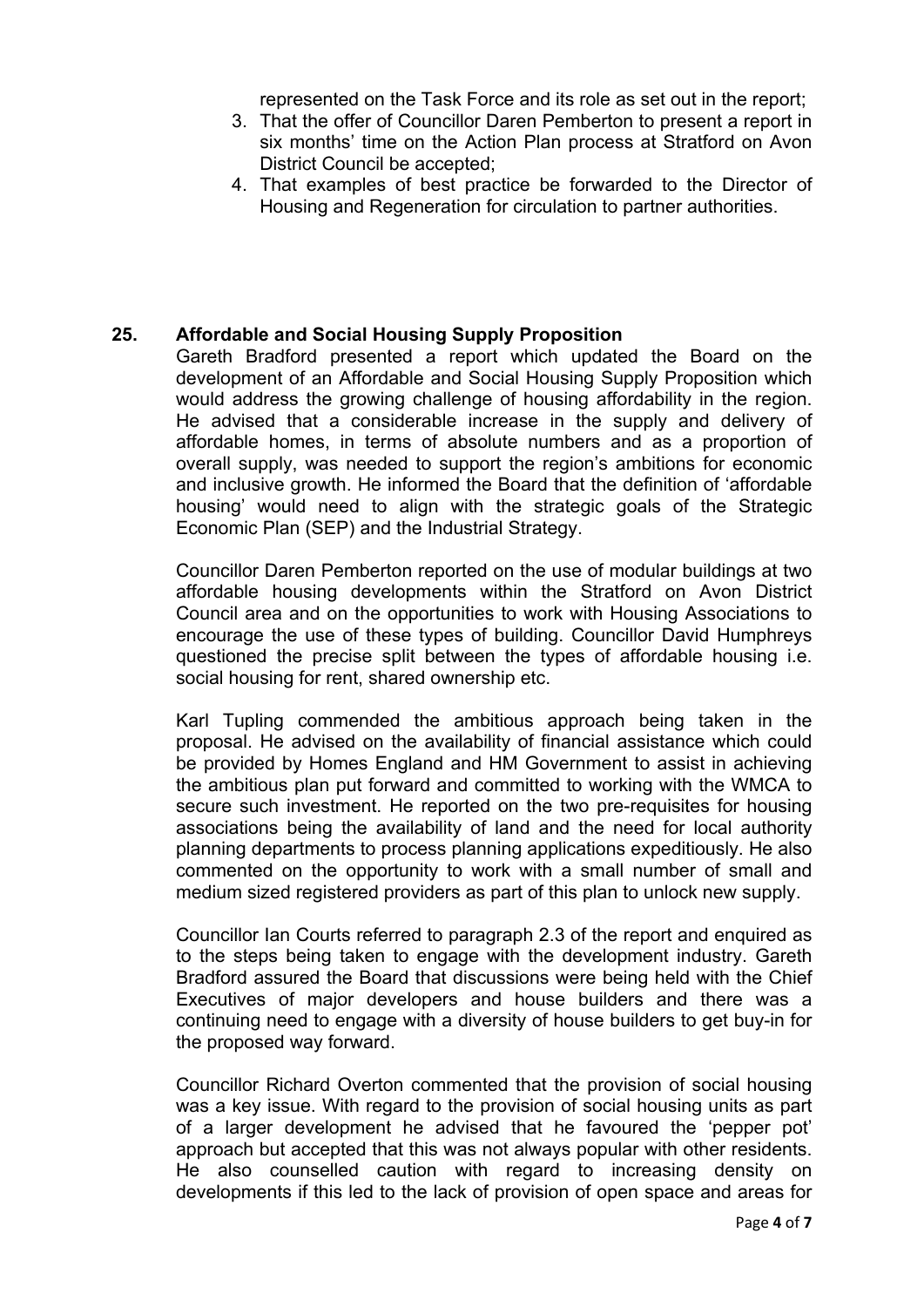represented on the Task Force and its role as set out in the report;

3. That the offer of Councillor Daren Pemberton to present a report in six months' time on the Action Plan process at Stratford on Avon District Council be accepted;
4. That examples of best practice be forwarded to the Director of Housing and Regeneration for circulation to partner authorities.

## 25. Affordable and Social Housing Supply Proposition

Gareth Bradford presented a report which updated the Board on the development of an Affordable and Social Housing Supply Proposition which would address the growing challenge of housing affordability in the region. He advised that a considerable increase in the supply and delivery of affordable homes, in terms of absolute numbers and as a proportion of overall supply, was needed to support the region's ambitions for economic and inclusive growth. He informed the Board that the definition of 'affordable housing' would need to align with the strategic goals of the Strategic Economic Plan (SEP) and the Industrial Strategy.

Councillor Daren Pemberton reported on the use of modular buildings at two affordable housing developments within the Stratford on Avon District Council area and on the opportunities to work with Housing Associations to encourage the use of these types of building. Councillor David Humphreys questioned the precise split between the types of affordable housing i.e. social housing for rent, shared ownership etc.

Karl Tupling commended the ambitious approach being taken in the proposal. He advised on the availability of financial assistance which could be provided by Homes England and HM Government to assist in achieving the ambitious plan put forward and committed to working with the WMCA to secure such investment. He reported on the two pre-requisites for housing associations being the availability of land and the need for local authority planning departments to process planning applications expeditiously. He also commented on the opportunity to work with a small number of small and medium sized registered providers as part of this plan to unlock new supply.

Councillor Ian Courts referred to paragraph 2.3 of the report and enquired as to the steps being taken to engage with the development industry. Gareth Bradford assured the Board that discussions were being held with the Chief Executives of major developers and house builders and there was a continuing need to engage with a diversity of house builders to get buy-in for the proposed way forward.

Councillor Richard Overton commented that the provision of social housing was a key issue. With regard to the provision of social housing units as part of a larger development he advised that he favoured the 'pepper pot' approach but accepted that this was not always popular with other residents. He also counselled caution with regard to increasing density on developments if this led to the lack of provision of open space and areas for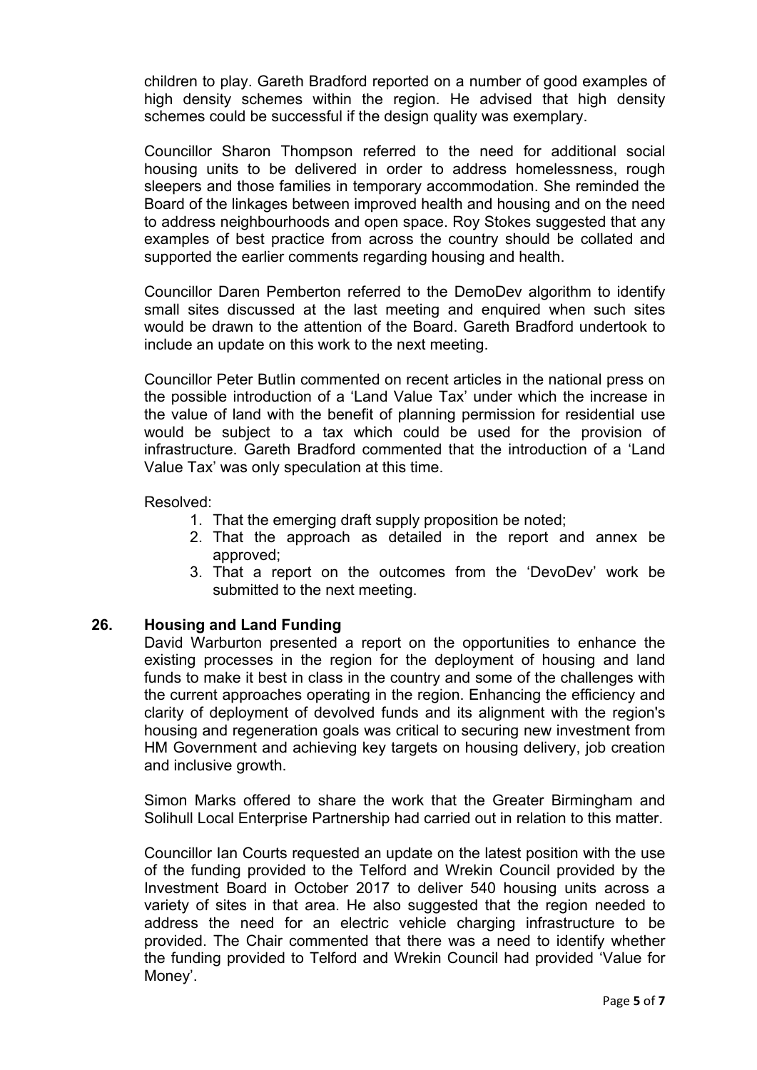children to play. Gareth Bradford reported on a number of good examples of high density schemes within the region. He advised that high density schemes could be successful if the design quality was exemplary.

Councillor Sharon Thompson referred to the need for additional social housing units to be delivered in order to address homelessness, rough sleepers and those families in temporary accommodation. She reminded the Board of the linkages between improved health and housing and on the need to address neighbourhoods and open space. Roy Stokes suggested that any examples of best practice from across the country should be collated and supported the earlier comments regarding housing and health.

Councillor Daren Pemberton referred to the DemoDev algorithm to identify small sites discussed at the last meeting and enquired when such sites would be drawn to the attention of the Board. Gareth Bradford undertook to include an update on this work to the next meeting.

Councillor Peter Butlin commented on recent articles in the national press on the possible introduction of a 'Land Value Tax' under which the increase in the value of land with the benefit of planning permission for residential use would be subject to a tax which could be used for the provision of infrastructure. Gareth Bradford commented that the introduction of a 'Land Value Tax' was only speculation at this time.

Resolved:

1. That the emerging draft supply proposition be noted;
2. That the approach as detailed in the report and annex be approved;
3. That a report on the outcomes from the 'DevoDev' work be submitted to the next meeting.

## 26. Housing and Land Funding

David Warburton presented a report on the opportunities to enhance the existing processes in the region for the deployment of housing and land funds to make it best in class in the country and some of the challenges with the current approaches operating in the region. Enhancing the efficiency and clarity of deployment of devolved funds and its alignment with the region's housing and regeneration goals was critical to securing new investment from HM Government and achieving key targets on housing delivery, job creation and inclusive growth.

Simon Marks offered to share the work that the Greater Birmingham and Solihull Local Enterprise Partnership had carried out in relation to this matter.

Councillor Ian Courts requested an update on the latest position with the use of the funding provided to the Telford and Wrekin Council provided by the Investment Board in October 2017 to deliver 540 housing units across a variety of sites in that area. He also suggested that the region needed to address the need for an electric vehicle charging infrastructure to be provided. The Chair commented that there was a need to identify whether the funding provided to Telford and Wrekin Council had provided 'Value for Money'.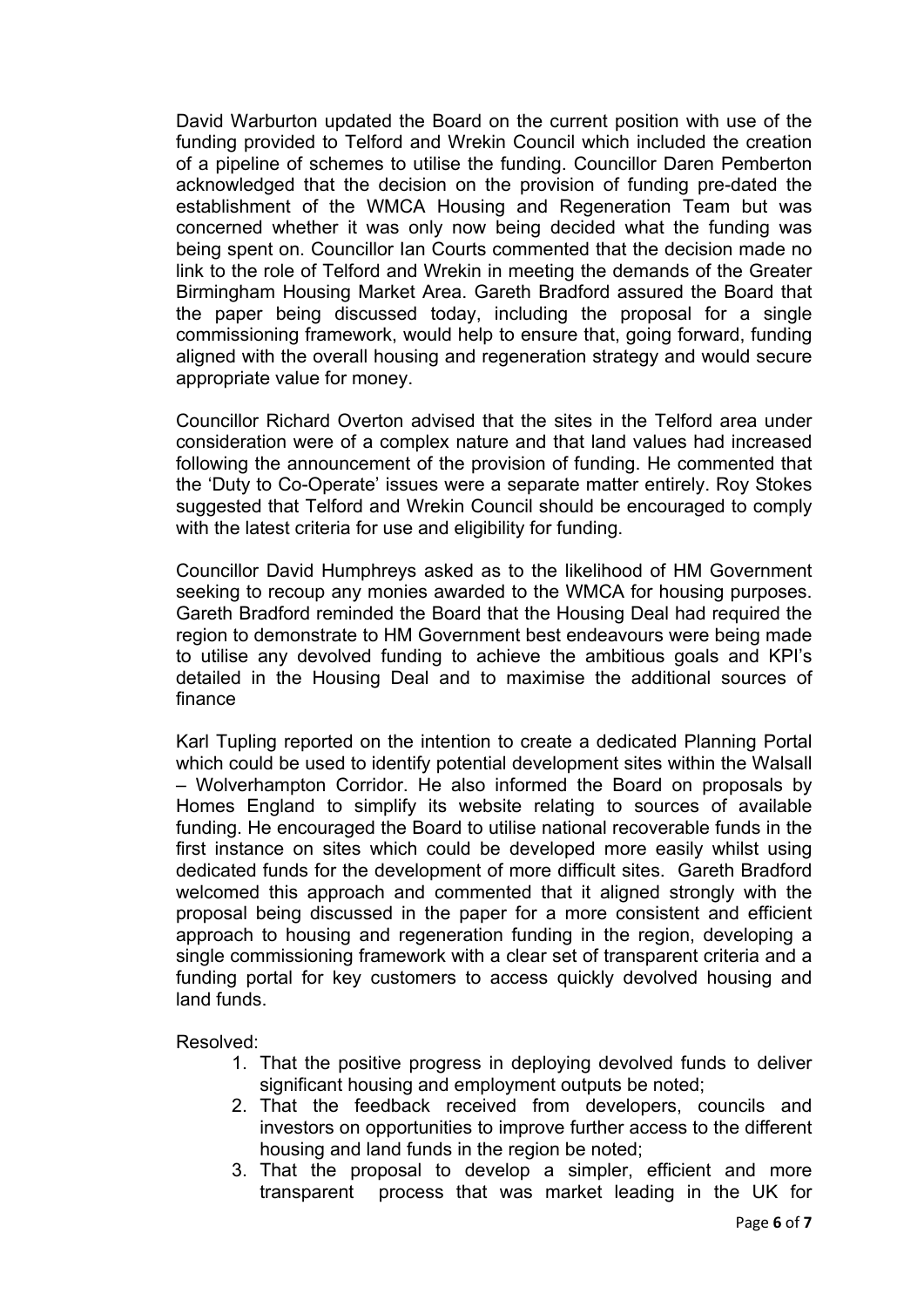David Warburton updated the Board on the current position with use of the funding provided to Telford and Wrekin Council which included the creation of a pipeline of schemes to utilise the funding. Councillor Daren Pemberton acknowledged that the decision on the provision of funding pre-dated the establishment of the WMCA Housing and Regeneration Team but was concerned whether it was only now being decided what the funding was being spent on. Councillor Ian Courts commented that the decision made no link to the role of Telford and Wrekin in meeting the demands of the Greater Birmingham Housing Market Area. Gareth Bradford assured the Board that the paper being discussed today, including the proposal for a single commissioning framework, would help to ensure that, going forward, funding aligned with the overall housing and regeneration strategy and would secure appropriate value for money.

Councillor Richard Overton advised that the sites in the Telford area under consideration were of a complex nature and that land values had increased following the announcement of the provision of funding. He commented that the 'Duty to Co-Operate' issues were a separate matter entirely. Roy Stokes suggested that Telford and Wrekin Council should be encouraged to comply with the latest criteria for use and eligibility for funding.

Councillor David Humphreys asked as to the likelihood of HM Government seeking to recoup any monies awarded to the WMCA for housing purposes. Gareth Bradford reminded the Board that the Housing Deal had required the region to demonstrate to HM Government best endeavours were being made to utilise any devolved funding to achieve the ambitious goals and KPI's detailed in the Housing Deal and to maximise the additional sources of finance

Karl Tupling reported on the intention to create a dedicated Planning Portal which could be used to identify potential development sites within the Walsall – Wolverhampton Corridor. He also informed the Board on proposals by Homes England to simplify its website relating to sources of available funding. He encouraged the Board to utilise national recoverable funds in the first instance on sites which could be developed more easily whilst using dedicated funds for the development of more difficult sites. Gareth Bradford welcomed this approach and commented that it aligned strongly with the proposal being discussed in the paper for a more consistent and efficient approach to housing and regeneration funding in the region, developing a single commissioning framework with a clear set of transparent criteria and a funding portal for key customers to access quickly devolved housing and land funds.

Resolved:

1. That the positive progress in deploying devolved funds to deliver significant housing and employment outputs be noted;
2. That the feedback received from developers, councils and investors on opportunities to improve further access to the different housing and land funds in the region be noted;
3. That the proposal to develop a simpler, efficient and more transparent process that was market leading in the UK for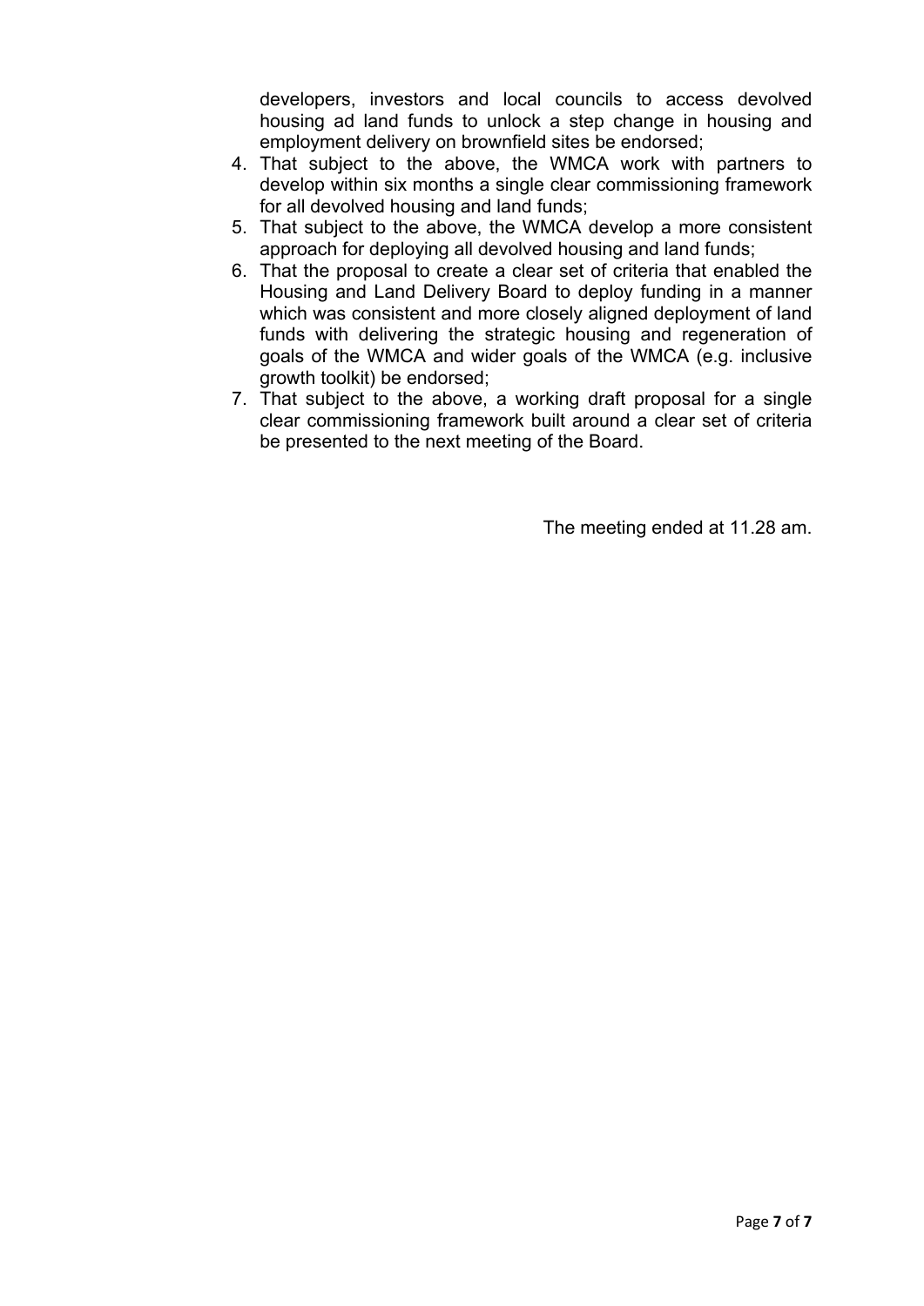developers, investors and local councils to access devolved housing ad land funds to unlock a step change in housing and employment delivery on brownfield sites be endorsed;

4. That subject to the above, the WMCA work with partners to develop within six months a single clear commissioning framework for all devolved housing and land funds;
5. That subject to the above, the WMCA develop a more consistent approach for deploying all devolved housing and land funds;
6. That the proposal to create a clear set of criteria that enabled the Housing and Land Delivery Board to deploy funding in a manner which was consistent and more closely aligned deployment of land funds with delivering the strategic housing and regeneration of goals of the WMCA and wider goals of the WMCA (e.g. inclusive growth toolkit) be endorsed;
7. That subject to the above, a working draft proposal for a single clear commissioning framework built around a clear set of criteria be presented to the next meeting of the Board.

The meeting ended at 11.28 am.